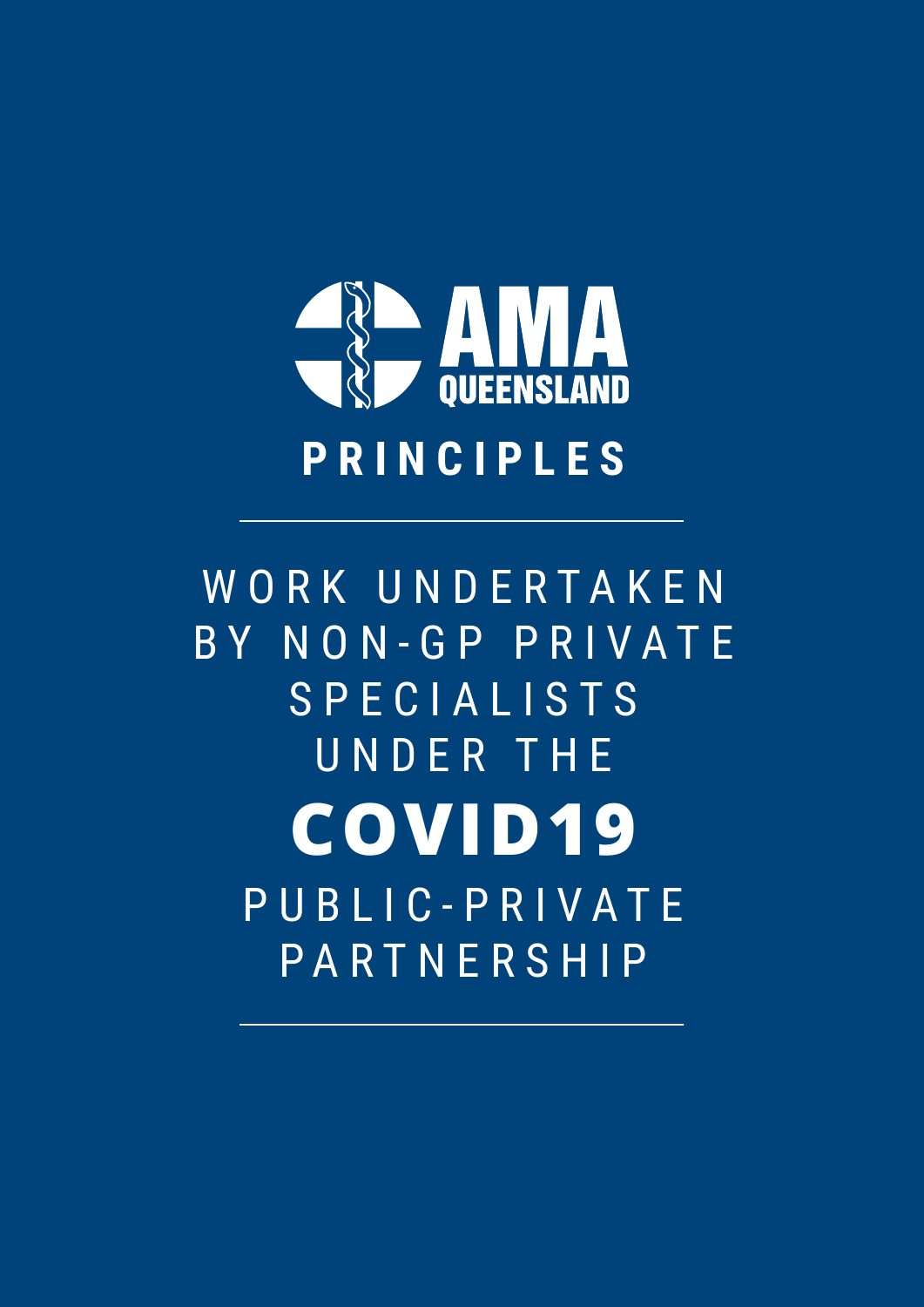AMA QUEENSLAND

# PRINCIPLES

---

## WORK UNDERTAKEN BY NON-GP PRIVATE SPECIALISTS UNDER THE **COVID19** PUBLIC-PRIVATE PARTNERSHIP

---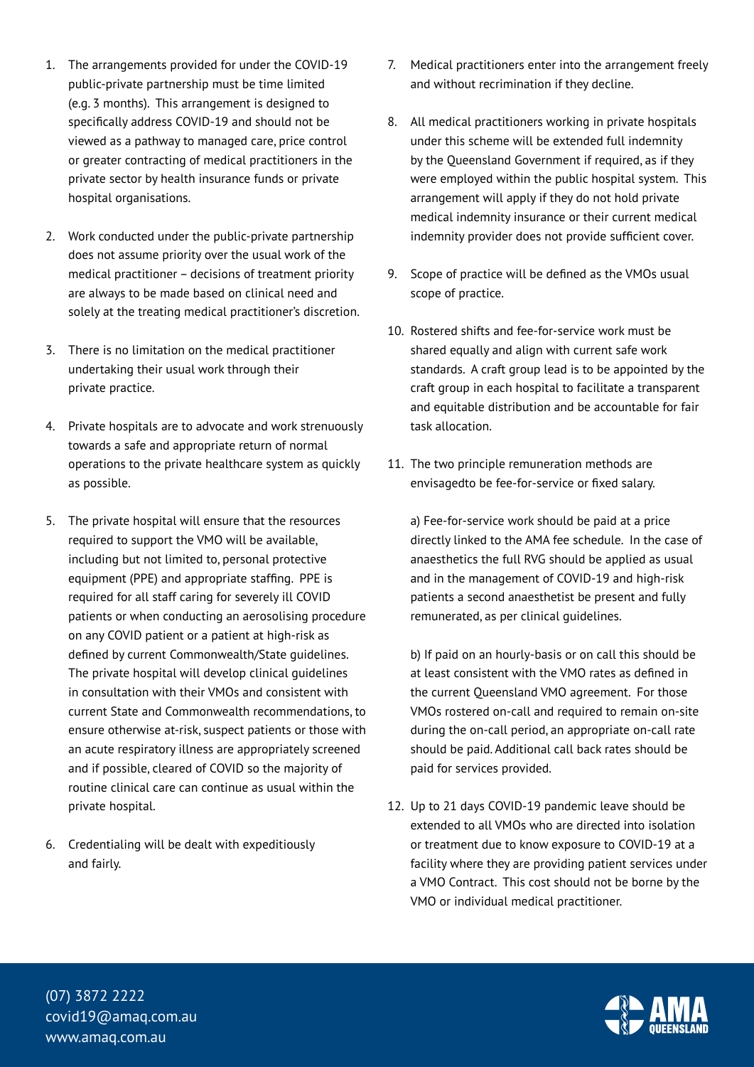1. The arrangements provided for under the COVID-19 public-private partnership must be time limited (e.g. 3 months). This arrangement is designed to specifically address COVID-19 and should not be viewed as a pathway to managed care, price control or greater contracting of medical practitioners in the private sector by health insurance funds or private hospital organisations.

2. Work conducted under the public-private partnership does not assume priority over the usual work of the medical practitioner – decisions of treatment priority are always to be made based on clinical need and solely at the treating medical practitioner's discretion.

3. There is no limitation on the medical practitioner undertaking their usual work through their private practice.

4. Private hospitals are to advocate and work strenuously towards a safe and appropriate return of normal operations to the private healthcare system as quickly as possible.

5. The private hospital will ensure that the resources required to support the VMO will be available, including but not limited to, personal protective equipment (PPE) and appropriate staffing. PPE is required for all staff caring for severely ill COVID patients or when conducting an aerosolising procedure on any COVID patient or a patient at high-risk as defined by current Commonwealth/State guidelines. The private hospital will develop clinical guidelines in consultation with their VMOs and consistent with current State and Commonwealth recommendations, to ensure otherwise at-risk, suspect patients or those with an acute respiratory illness are appropriately screened and if possible, cleared of COVID so the majority of routine clinical care can continue as usual within the private hospital.

6. Credentialing will be dealt with expeditiously and fairly.

7. Medical practitioners enter into the arrangement freely and without recrimination if they decline.

8. All medical practitioners working in private hospitals under this scheme will be extended full indemnity by the Queensland Government if required, as if they were employed within the public hospital system. This arrangement will apply if they do not hold private medical indemnity insurance or their current medical indemnity provider does not provide sufficient cover.

9. Scope of practice will be defined as the VMOs usual scope of practice.

10. Rostered shifts and fee-for-service work must be shared equally and align with current safe work standards. A craft group lead is to be appointed by the craft group in each hospital to facilitate a transparent and equitable distribution and be accountable for fair task allocation.

11. The two principle remuneration methods are envisagedto be fee-for-service or fixed salary.

    a) Fee-for-service work should be paid at a price directly linked to the AMA fee schedule. In the case of anaesthetics the full RVG should be applied as usual and in the management of COVID-19 and high-risk patients a second anaesthetist be present and fully remunerated, as per clinical guidelines.

    b) If paid on an hourly-basis or on call this should be at least consistent with the VMO rates as defined in the current Queensland VMO agreement. For those VMOs rostered on-call and required to remain on-site during the on-call period, an appropriate on-call rate should be paid. Additional call back rates should be paid for services provided.

12. Up to 21 days COVID-19 pandemic leave should be extended to all VMOs who are directed into isolation or treatment due to know exposure to COVID-19 at a facility where they are providing patient services under a VMO Contract. This cost should not be borne by the VMO or individual medical practitioner.

(07) 3872 2222
covid19@amaq.com.au
www.amaq.com.au

AMA QUEENSLAND